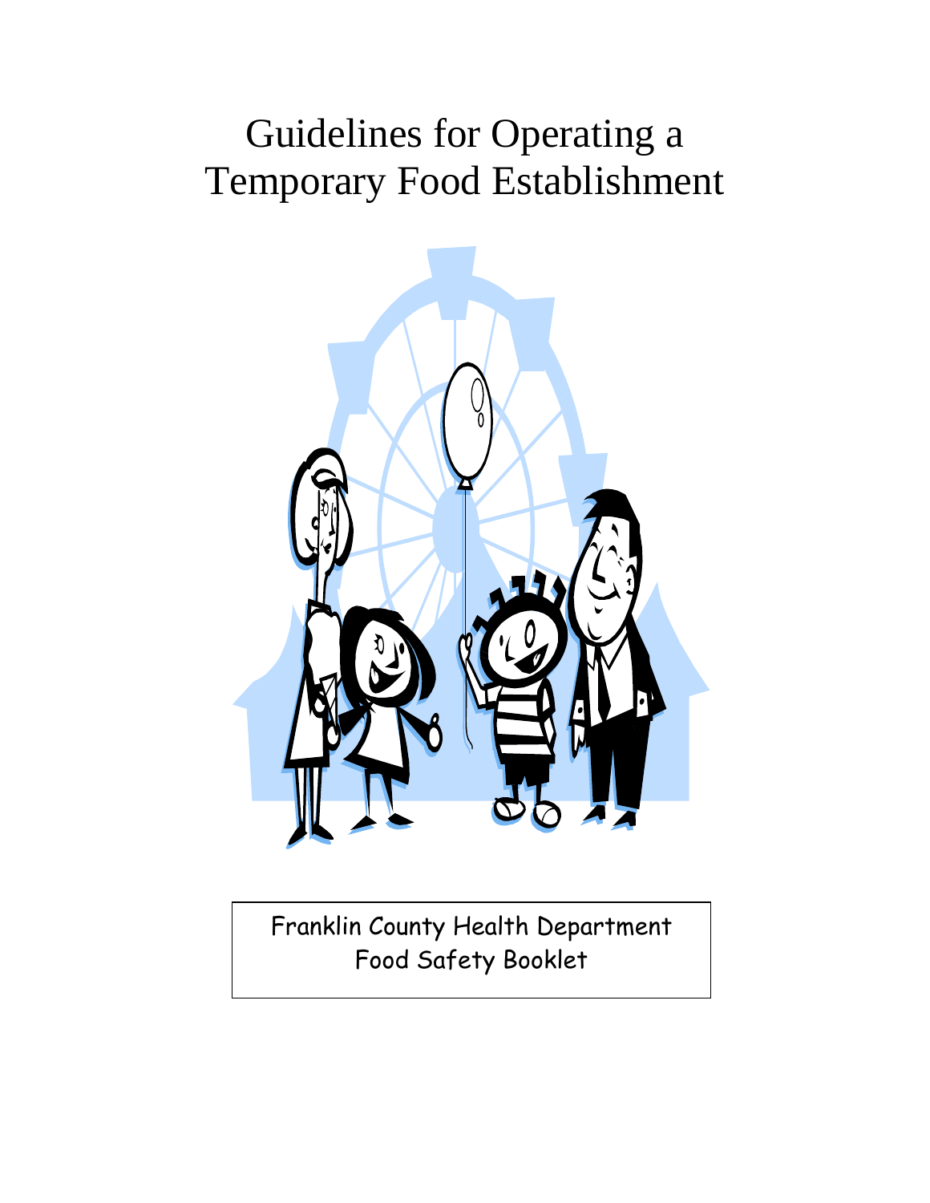# Guidelines for Operating a Temporary Food Establishment

Franklin County Health Department
Food Safety Booklet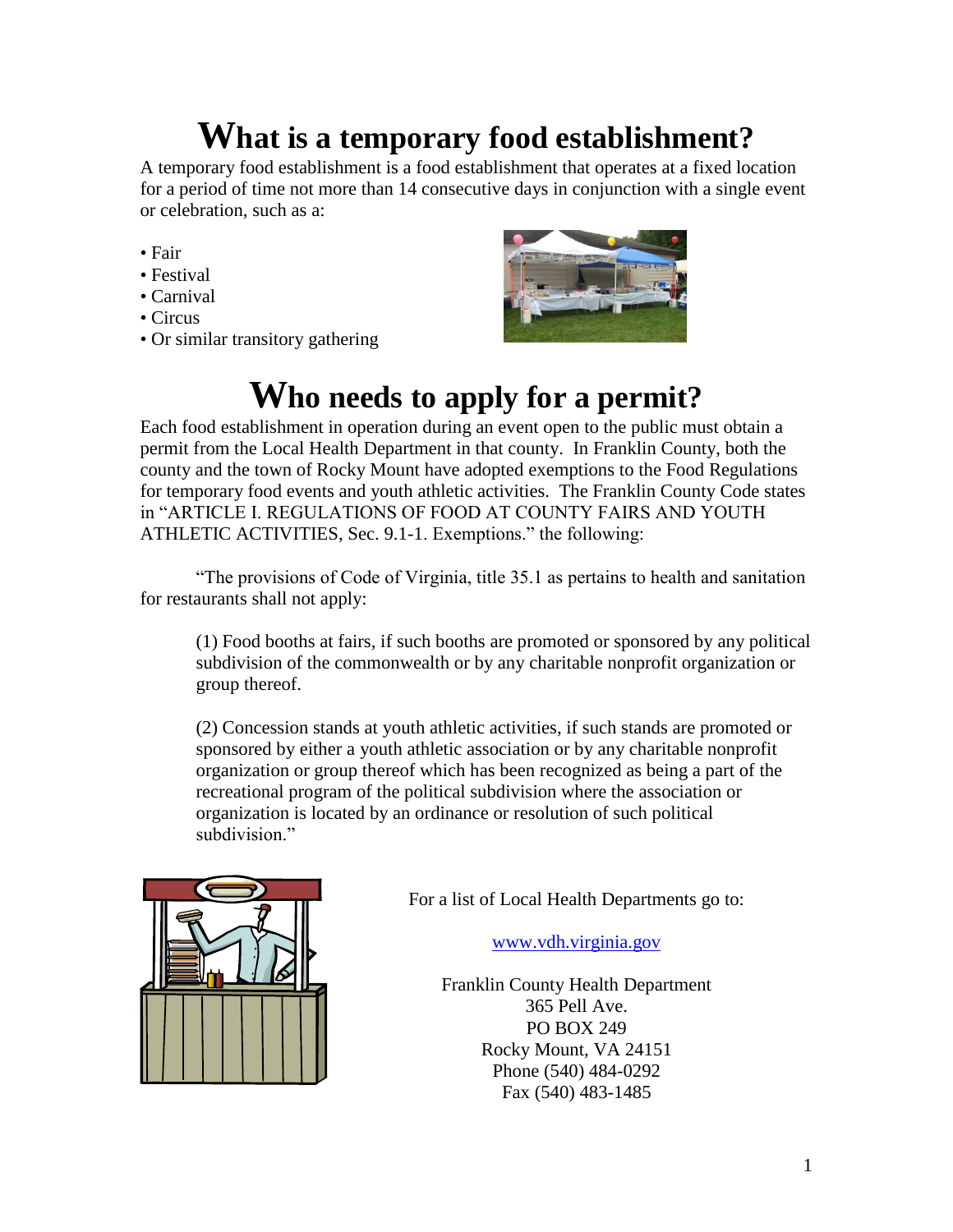# What is a temporary food establishment?

A temporary food establishment is a food establishment that operates at a fixed location for a period of time not more than 14 consecutive days in conjunction with a single event or celebration, such as a:

- Fair
- Festival
- Carnival
- Circus
- Or similar transitory gathering

# Who needs to apply for a permit?

Each food establishment in operation during an event open to the public must obtain a permit from the Local Health Department in that county. In Franklin County, both the county and the town of Rocky Mount have adopted exemptions to the Food Regulations for temporary food events and youth athletic activities. The Franklin County Code states in "ARTICLE I. REGULATIONS OF FOOD AT COUNTY FAIRS AND YOUTH ATHLETIC ACTIVITIES, Sec. 9.1-1. Exemptions." the following:

"The provisions of Code of Virginia, title 35.1 as pertains to health and sanitation for restaurants shall not apply:

> (1) Food booths at fairs, if such booths are promoted or sponsored by any political subdivision of the commonwealth or by any charitable nonprofit organization or group thereof.
>
> (2) Concession stands at youth athletic activities, if such stands are promoted or sponsored by either a youth athletic association or by any charitable nonprofit organization or group thereof which has been recognized as being a part of the recreational program of the political subdivision where the association or organization is located by an ordinance or resolution of such political subdivision."

For a list of Local Health Departments go to:

www.vdh.virginia.gov

Franklin County Health Department
365 Pell Ave.
PO BOX 249
Rocky Mount, VA 24151
Phone (540) 484-0292
Fax (540) 483-1485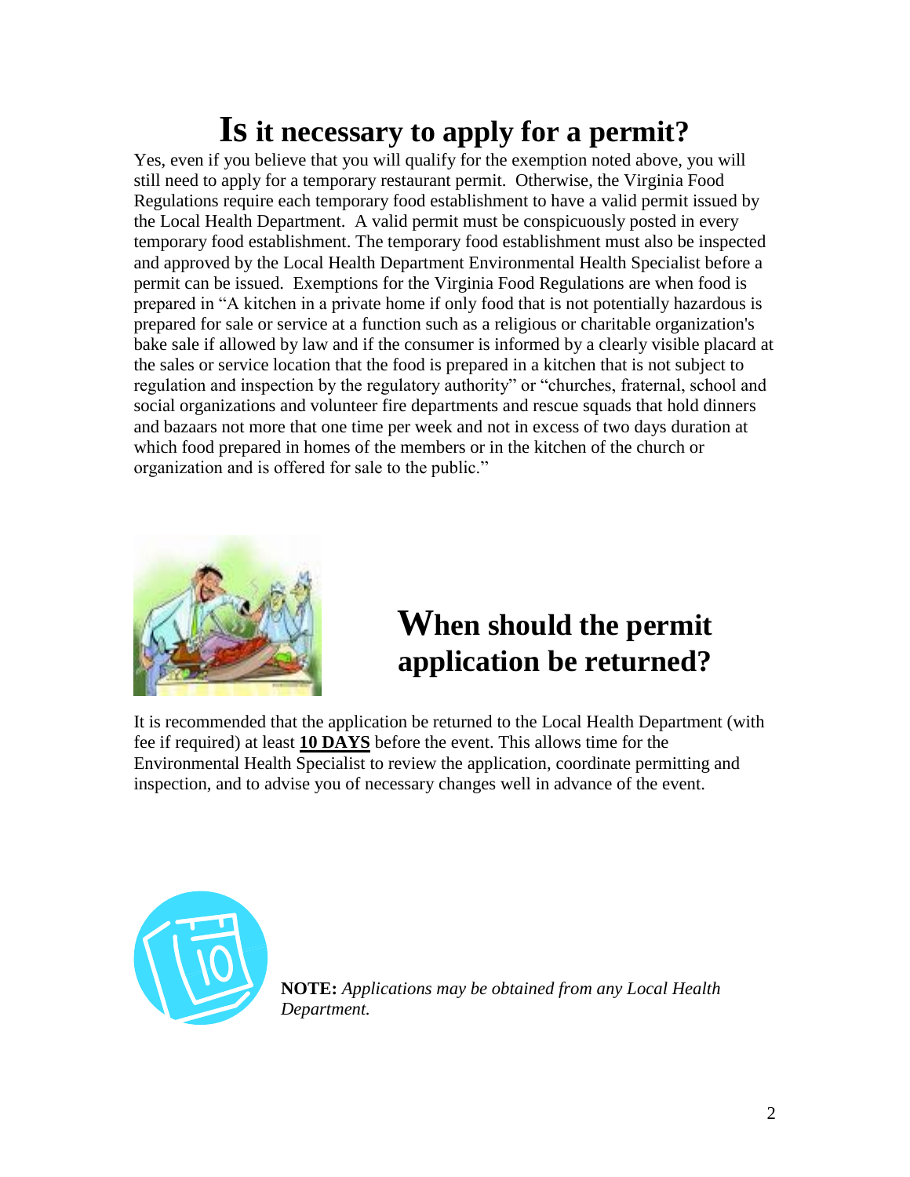# Is it necessary to apply for a permit?

Yes, even if you believe that you will qualify for the exemption noted above, you will still need to apply for a temporary restaurant permit. Otherwise, the Virginia Food Regulations require each temporary food establishment to have a valid permit issued by the Local Health Department. A valid permit must be conspicuously posted in every temporary food establishment. The temporary food establishment must also be inspected and approved by the Local Health Department Environmental Health Specialist before a permit can be issued. Exemptions for the Virginia Food Regulations are when food is prepared in "A kitchen in a private home if only food that is not potentially hazardous is prepared for sale or service at a function such as a religious or charitable organization's bake sale if allowed by law and if the consumer is informed by a clearly visible placard at the sales or service location that the food is prepared in a kitchen that is not subject to regulation and inspection by the regulatory authority" or "churches, fraternal, school and social organizations and volunteer fire departments and rescue squads that hold dinners and bazaars not more that one time per week and not in excess of two days duration at which food prepared in homes of the members or in the kitchen of the church or organization and is offered for sale to the public."

# When should the permit application be returned?

It is recommended that the application be returned to the Local Health Department (with fee if required) at least **10 DAYS** before the event. This allows time for the Environmental Health Specialist to review the application, coordinate permitting and inspection, and to advise you of necessary changes well in advance of the event.

**NOTE:** *Applications may be obtained from any Local Health Department.*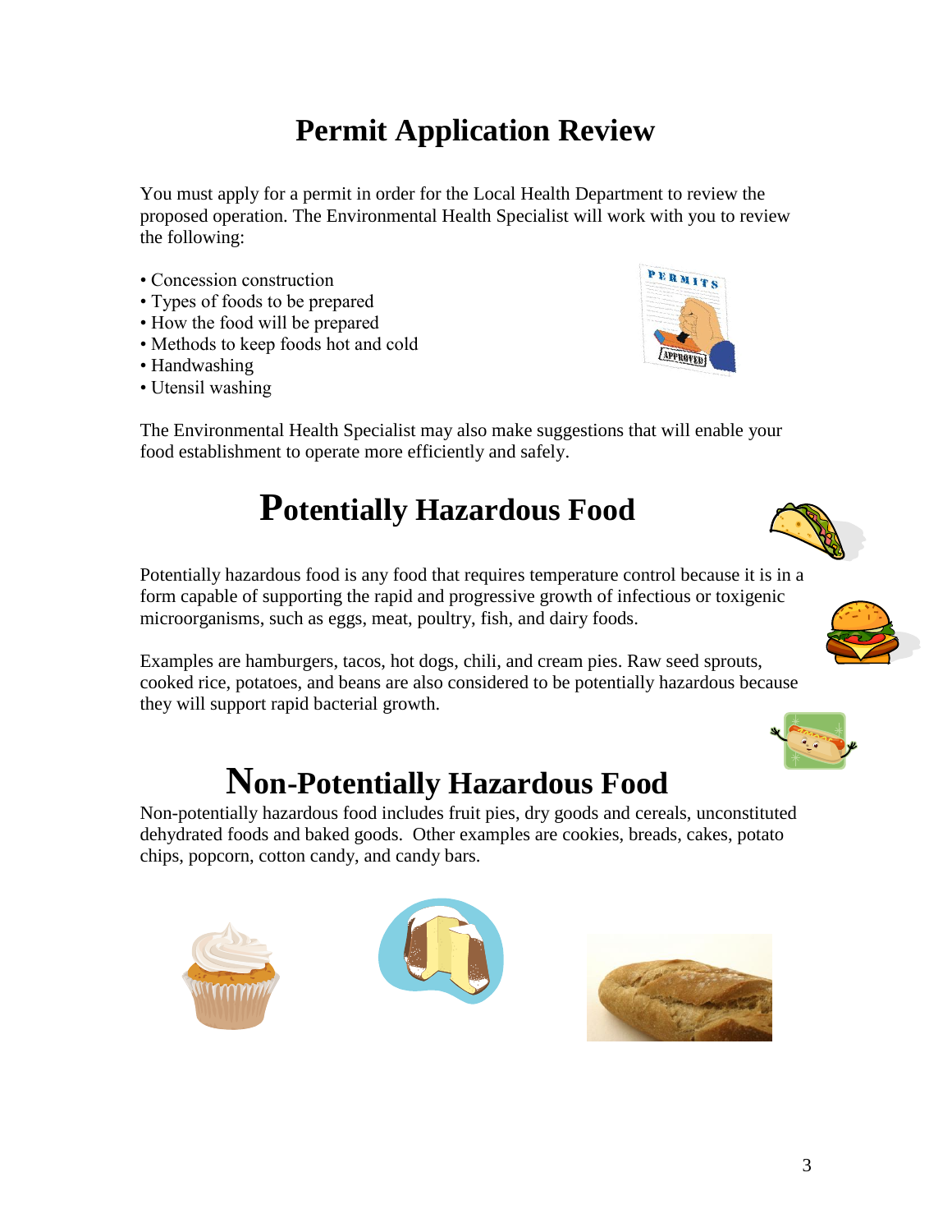# Permit Application Review

You must apply for a permit in order for the Local Health Department to review the proposed operation. The Environmental Health Specialist will work with you to review the following:

- Concession construction
- Types of foods to be prepared
- How the food will be prepared
- Methods to keep foods hot and cold
- Handwashing
- Utensil washing

The Environmental Health Specialist may also make suggestions that will enable your food establishment to operate more efficiently and safely.

# Potentially Hazardous Food

Potentially hazardous food is any food that requires temperature control because it is in a form capable of supporting the rapid and progressive growth of infectious or toxigenic microorganisms, such as eggs, meat, poultry, fish, and dairy foods.

Examples are hamburgers, tacos, hot dogs, chili, and cream pies. Raw seed sprouts, cooked rice, potatoes, and beans are also considered to be potentially hazardous because they will support rapid bacterial growth.

# Non-Potentially Hazardous Food

Non-potentially hazardous food includes fruit pies, dry goods and cereals, unconstituted dehydrated foods and baked goods. Other examples are cookies, breads, cakes, potato chips, popcorn, cotton candy, and candy bars.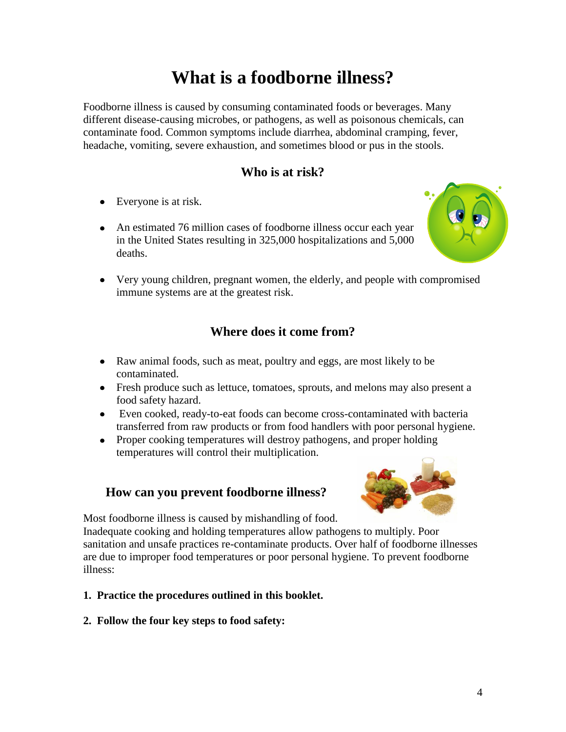# What is a foodborne illness?

Foodborne illness is caused by consuming contaminated foods or beverages. Many different disease-causing microbes, or pathogens, as well as poisonous chemicals, can contaminate food. Common symptoms include diarrhea, abdominal cramping, fever, headache, vomiting, severe exhaustion, and sometimes blood or pus in the stools.

## Who is at risk?

- Everyone is at risk.
- An estimated 76 million cases of foodborne illness occur each year in the United States resulting in 325,000 hospitalizations and 5,000 deaths.
- Very young children, pregnant women, the elderly, and people with compromised immune systems are at the greatest risk.

## Where does it come from?

- Raw animal foods, such as meat, poultry and eggs, are most likely to be contaminated.
- Fresh produce such as lettuce, tomatoes, sprouts, and melons may also present a food safety hazard.
- Even cooked, ready-to-eat foods can become cross-contaminated with bacteria transferred from raw products or from food handlers with poor personal hygiene.
- Proper cooking temperatures will destroy pathogens, and proper holding temperatures will control their multiplication.

## How can you prevent foodborne illness?

Most foodborne illness is caused by mishandling of food. Inadequate cooking and holding temperatures allow pathogens to multiply. Poor sanitation and unsafe practices re-contaminate products. Over half of foodborne illnesses are due to improper food temperatures or poor personal hygiene. To prevent foodborne illness:

1. **Practice the procedures outlined in this booklet.**
2. **Follow the four key steps to food safety:**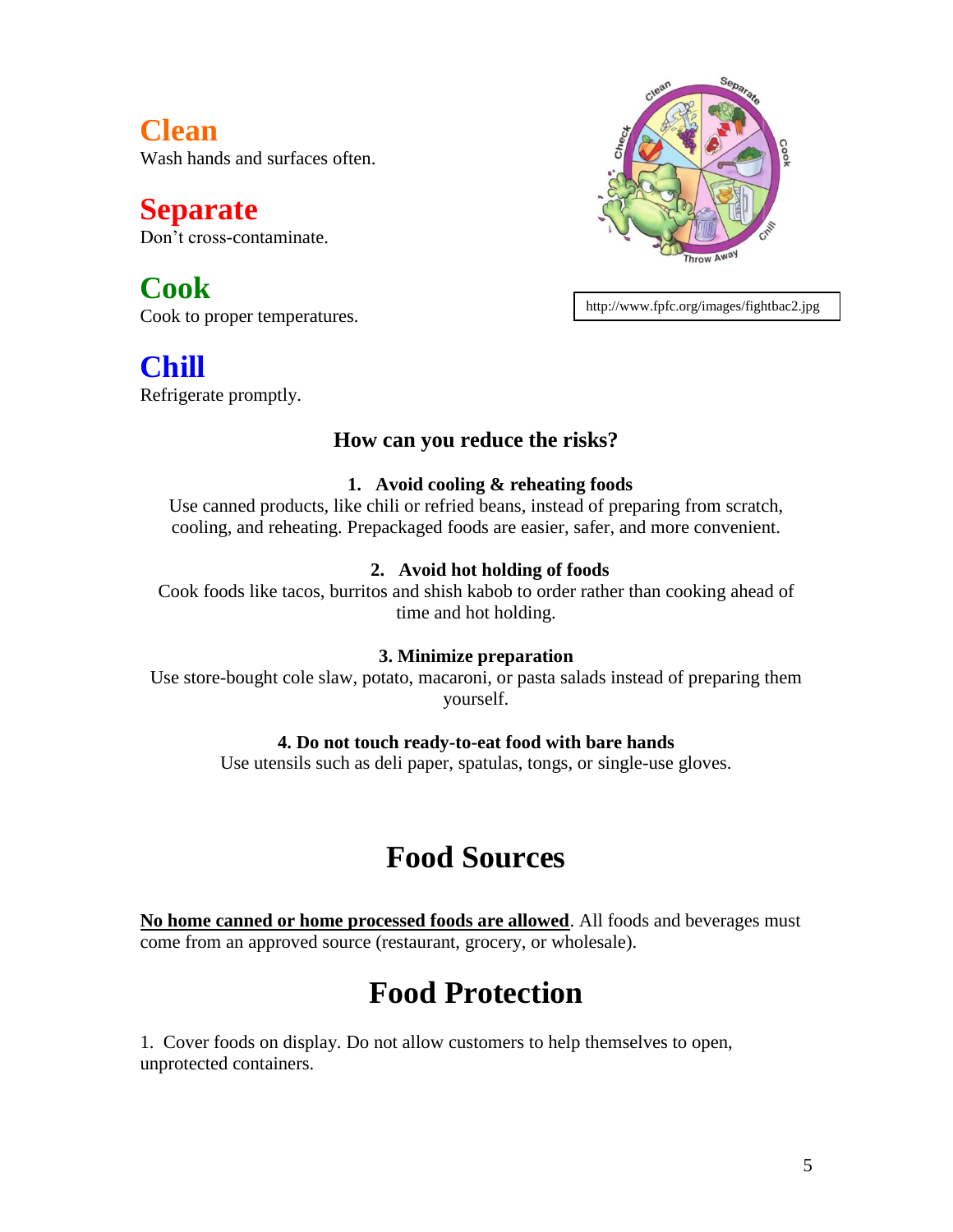## Clean
Wash hands and surfaces often.

## Separate
Don't cross-contaminate.

## Cook
Cook to proper temperatures.

## Chill
Refrigerate promptly.

http://www.fpfc.org/images/fightbac2.jpg

### How can you reduce the risks?

**1. Avoid cooling & reheating foods**

Use canned products, like chili or refried beans, instead of preparing from scratch, cooling, and reheating. Prepackaged foods are easier, safer, and more convenient.

**2. Avoid hot holding of foods**

Cook foods like tacos, burritos and shish kabob to order rather than cooking ahead of time and hot holding.

**3. Minimize preparation**

Use store-bought cole slaw, potato, macaroni, or pasta salads instead of preparing them yourself.

**4. Do not touch ready-to-eat food with bare hands**

Use utensils such as deli paper, spatulas, tongs, or single-use gloves.

# Food Sources

**No home canned or home processed foods are allowed**. All foods and beverages must come from an approved source (restaurant, grocery, or wholesale).

# Food Protection

1. Cover foods on display. Do not allow customers to help themselves to open, unprotected containers.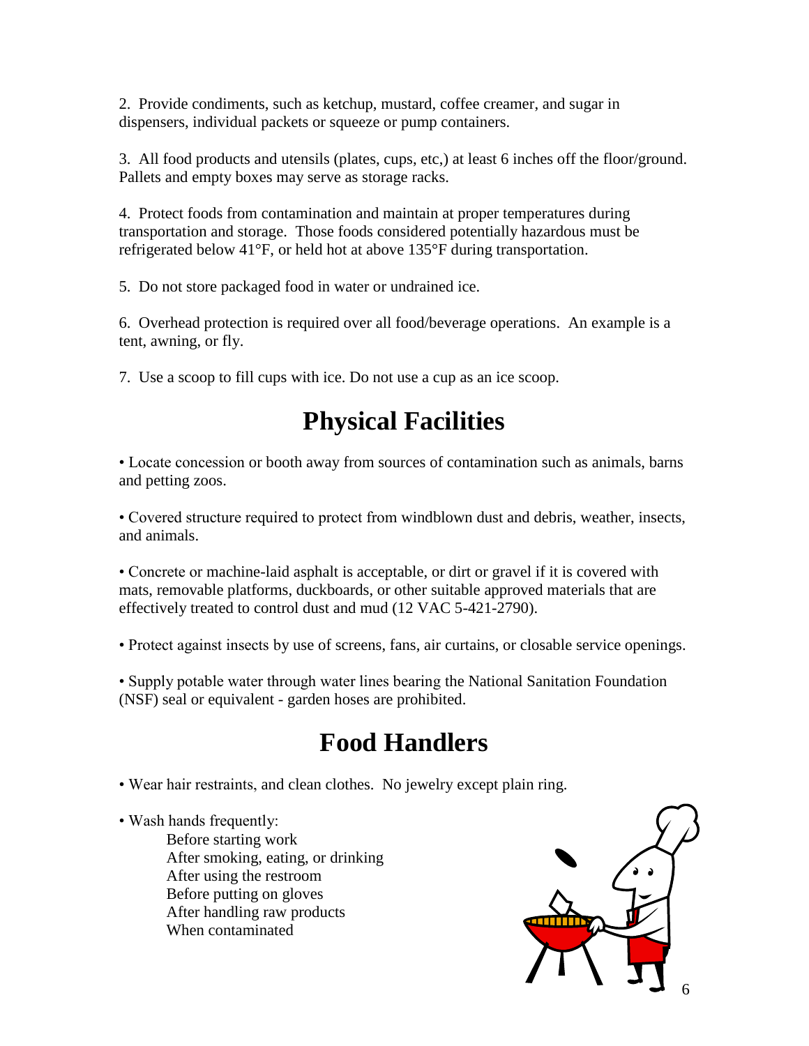2. Provide condiments, such as ketchup, mustard, coffee creamer, and sugar in dispensers, individual packets or squeeze or pump containers.

3. All food products and utensils (plates, cups, etc,) at least 6 inches off the floor/ground. Pallets and empty boxes may serve as storage racks.

4. Protect foods from contamination and maintain at proper temperatures during transportation and storage. Those foods considered potentially hazardous must be refrigerated below 41°F, or held hot at above 135°F during transportation.

5. Do not store packaged food in water or undrained ice.

6. Overhead protection is required over all food/beverage operations. An example is a tent, awning, or fly.

7. Use a scoop to fill cups with ice. Do not use a cup as an ice scoop.

# Physical Facilities

• Locate concession or booth away from sources of contamination such as animals, barns and petting zoos.

• Covered structure required to protect from windblown dust and debris, weather, insects, and animals.

• Concrete or machine-laid asphalt is acceptable, or dirt or gravel if it is covered with mats, removable platforms, duckboards, or other suitable approved materials that are effectively treated to control dust and mud (12 VAC 5-421-2790).

• Protect against insects by use of screens, fans, air curtains, or closable service openings.

• Supply potable water through water lines bearing the National Sanitation Foundation (NSF) seal or equivalent - garden hoses are prohibited.

# Food Handlers

• Wear hair restraints, and clean clothes. No jewelry except plain ring.

• Wash hands frequently:
  - Before starting work
  - After smoking, eating, or drinking
  - After using the restroom
  - Before putting on gloves
  - After handling raw products
  - When contaminated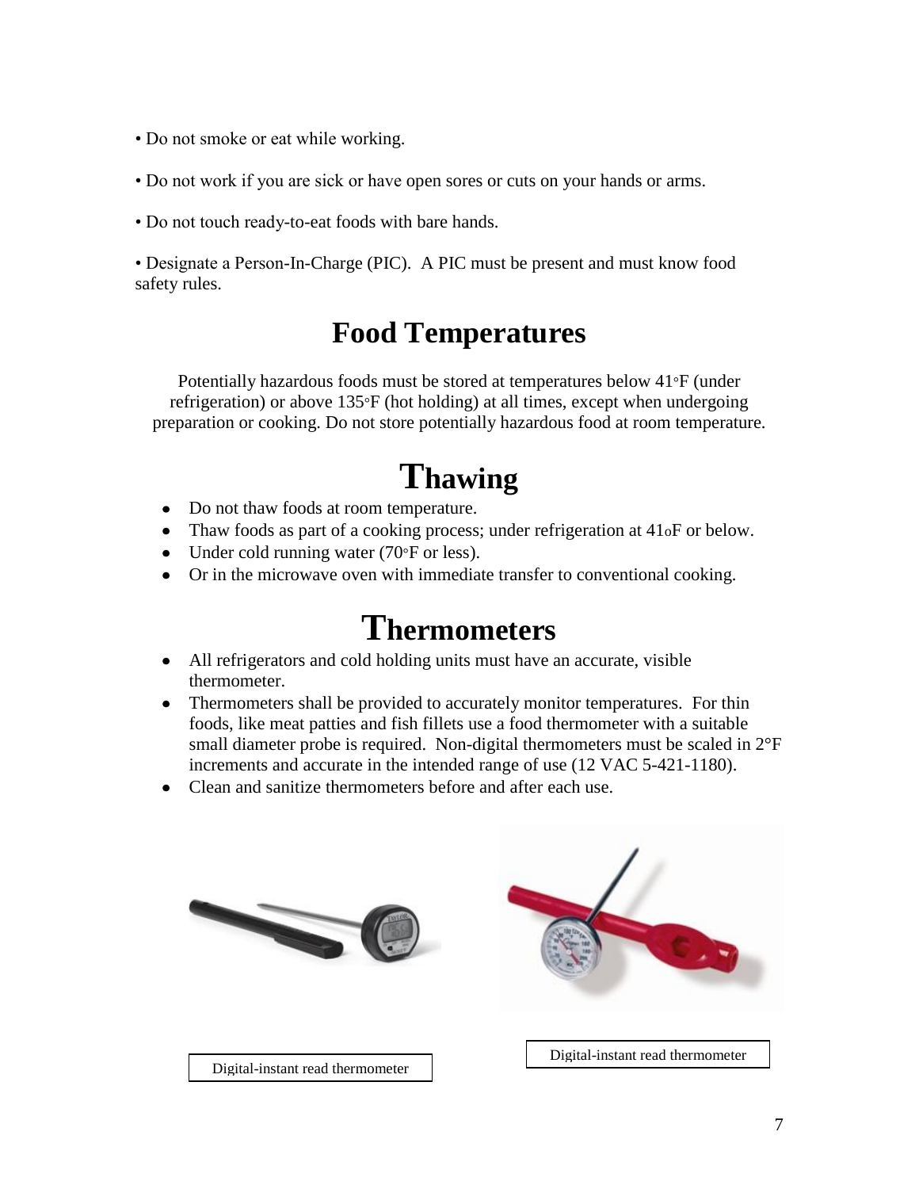• Do not smoke or eat while working.

• Do not work if you are sick or have open sores or cuts on your hands or arms.

• Do not touch ready-to-eat foods with bare hands.

• Designate a Person-In-Charge (PIC). A PIC must be present and must know food safety rules.

## Food Temperatures

Potentially hazardous foods must be stored at temperatures below 41◦F (under refrigeration) or above 135◦F (hot holding) at all times, except when undergoing preparation or cooking. Do not store potentially hazardous food at room temperature.

## Thawing

- Do not thaw foods at room temperature.
- Thaw foods as part of a cooking process; under refrigeration at 41oF or below.
- Under cold running water (70◦F or less).
- Or in the microwave oven with immediate transfer to conventional cooking.

## Thermometers

- All refrigerators and cold holding units must have an accurate, visible thermometer.
- Thermometers shall be provided to accurately monitor temperatures. For thin foods, like meat patties and fish fillets use a food thermometer with a suitable small diameter probe is required. Non-digital thermometers must be scaled in 2°F increments and accurate in the intended range of use (12 VAC 5-421-1180).
- Clean and sanitize thermometers before and after each use.

Digital-instant read thermometer

Digital-instant read thermometer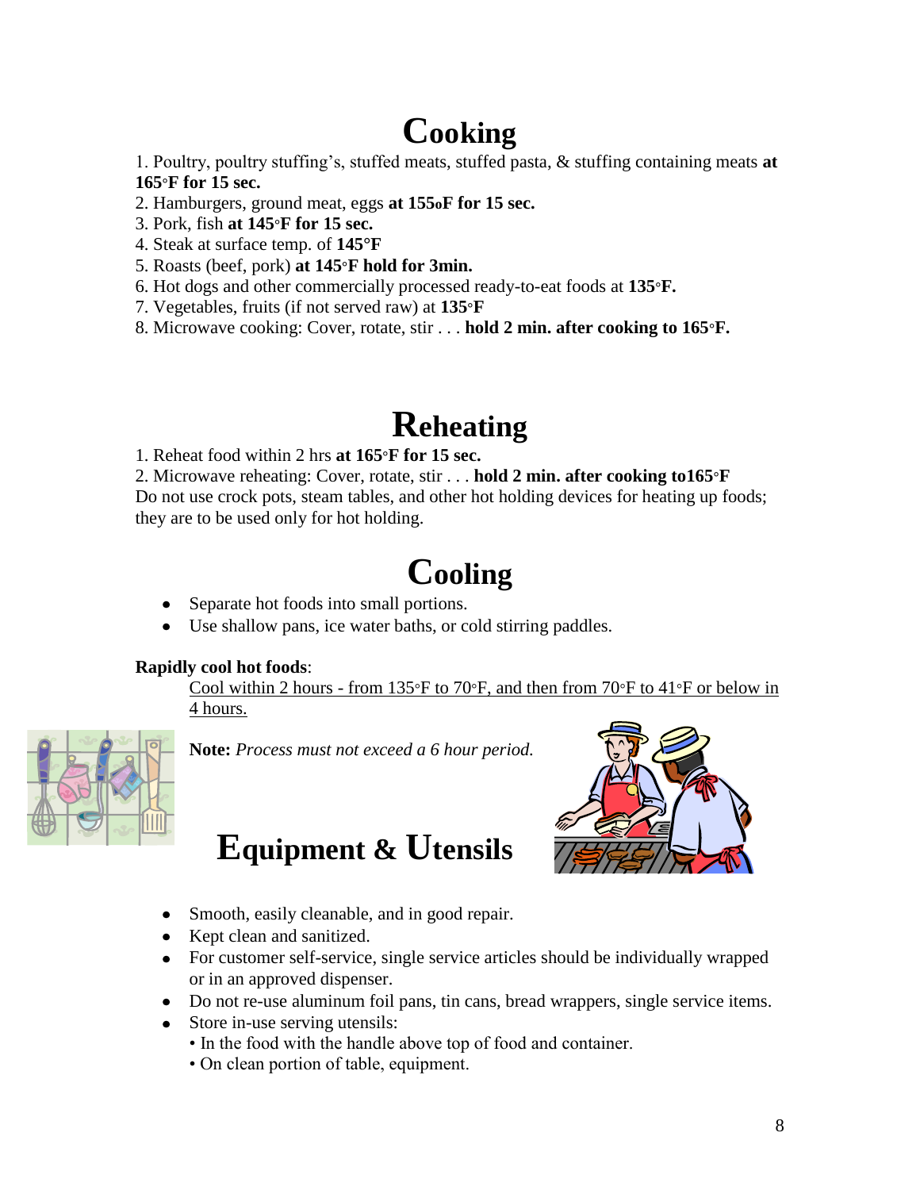# Cooking

1. Poultry, poultry stuffing's, stuffed meats, stuffed pasta, & stuffing containing meats **at 165°F for 15 sec.**
2. Hamburgers, ground meat, eggs **at 155oF for 15 sec.**
3. Pork, fish **at 145°F for 15 sec.**
4. Steak at surface temp. of **145°F**
5. Roasts (beef, pork) **at 145°F hold for 3min.**
6. Hot dogs and other commercially processed ready-to-eat foods at **135°F.**
7. Vegetables, fruits (if not served raw) at **135°F**
8. Microwave cooking: Cover, rotate, stir . . . **hold 2 min. after cooking to 165°F.**

# Reheating

1. Reheat food within 2 hrs **at 165°F for 15 sec.**
2. Microwave reheating: Cover, rotate, stir . . . **hold 2 min. after cooking to165°F**

Do not use crock pots, steam tables, and other hot holding devices for heating up foods; they are to be used only for hot holding.

# Cooling

- Separate hot foods into small portions.
- Use shallow pans, ice water baths, or cold stirring paddles.

**Rapidly cool hot foods**:

Cool within 2 hours - from 135°F to 70°F, and then from 70°F to 41°F or below in 4 hours.

**Note:** *Process must not exceed a 6 hour period.*

# Equipment & Utensils

- Smooth, easily cleanable, and in good repair.
- Kept clean and sanitized.
- For customer self-service, single service articles should be individually wrapped or in an approved dispenser.
- Do not re-use aluminum foil pans, tin cans, bread wrappers, single service items.
- Store in-use serving utensils:
  - In the food with the handle above top of food and container.
  - On clean portion of table, equipment.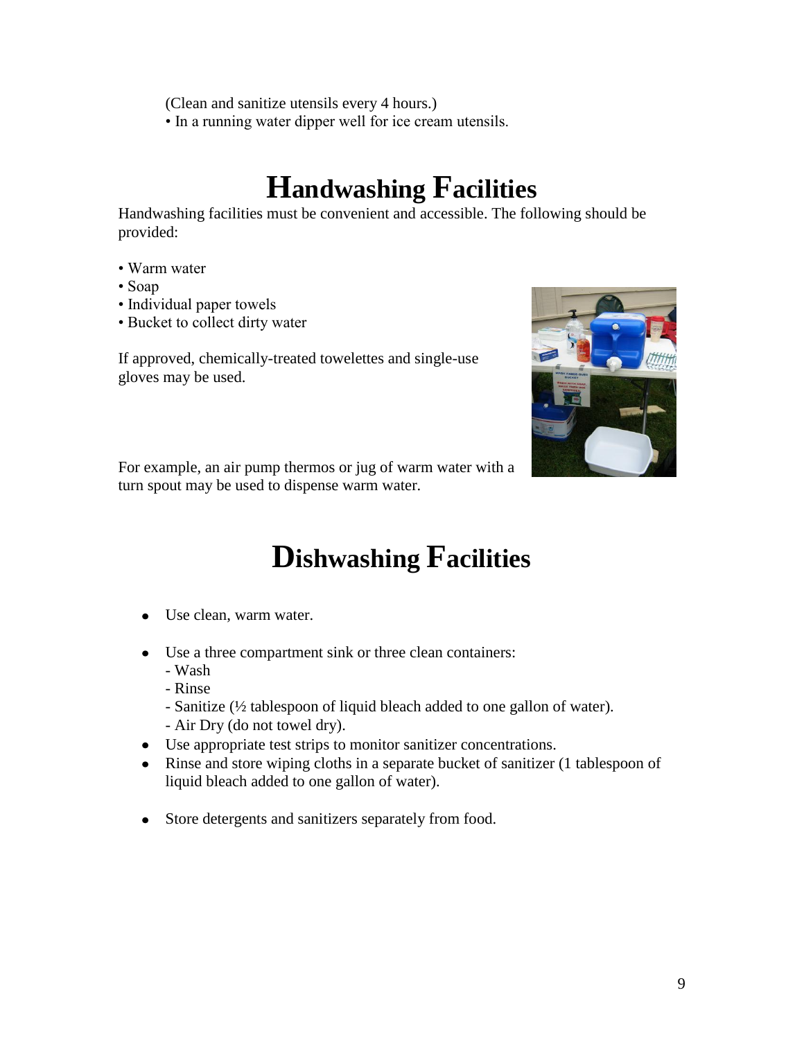(Clean and sanitize utensils every 4 hours.)
• In a running water dipper well for ice cream utensils.

# Handwashing Facilities

Handwashing facilities must be convenient and accessible. The following should be provided:

• Warm water
• Soap
• Individual paper towels
• Bucket to collect dirty water

If approved, chemically-treated towelettes and single-use gloves may be used.

For example, an air pump thermos or jug of warm water with a turn spout may be used to dispense warm water.

# Dishwashing Facilities

- Use clean, warm water.

- Use a three compartment sink or three clean containers:
  - Wash
  - Rinse
  - Sanitize (½ tablespoon of liquid bleach added to one gallon of water).
  - Air Dry (do not towel dry).
- Use appropriate test strips to monitor sanitizer concentrations.
- Rinse and store wiping cloths in a separate bucket of sanitizer (1 tablespoon of liquid bleach added to one gallon of water).

- Store detergents and sanitizers separately from food.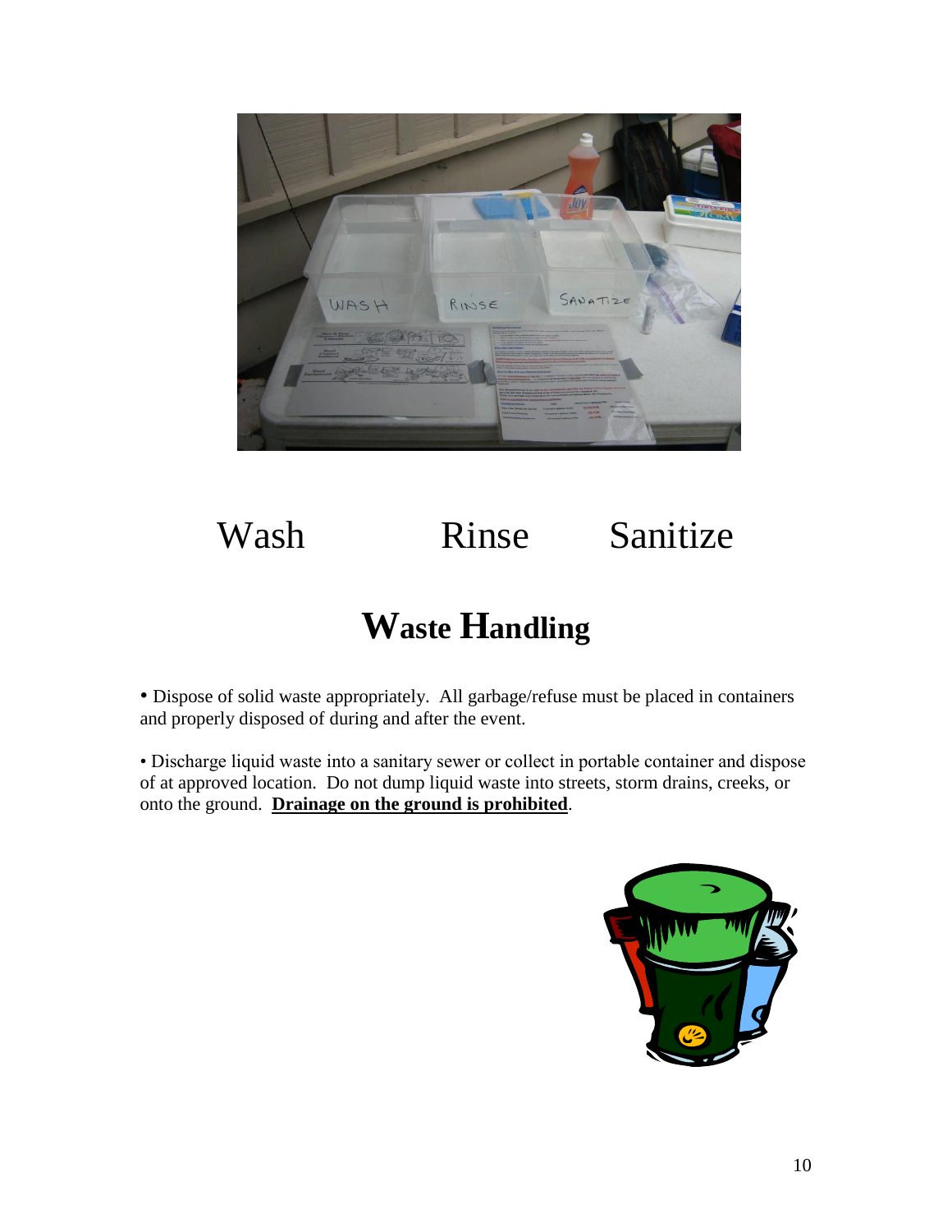Wash Rinse Sanitize

# Waste Handling

- Dispose of solid waste appropriately. All garbage/refuse must be placed in containers and properly disposed of during and after the event.

- Discharge liquid waste into a sanitary sewer or collect in portable container and dispose of at approved location. Do not dump liquid waste into streets, storm drains, creeks, or onto the ground. **Drainage on the ground is prohibited**.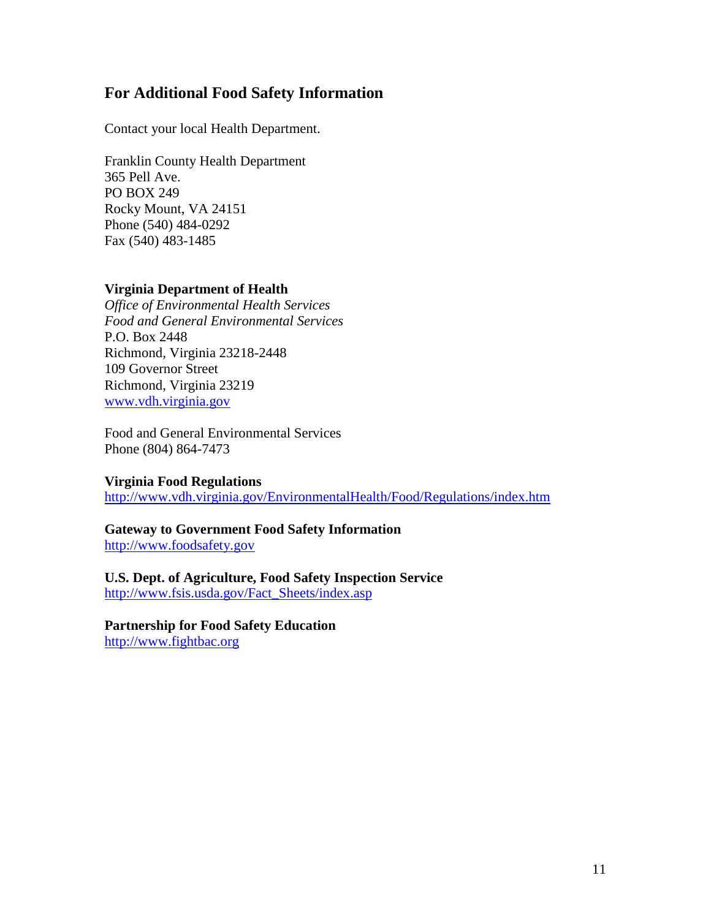## For Additional Food Safety Information

Contact your local Health Department.

Franklin County Health Department
365 Pell Ave.
PO BOX 249
Rocky Mount, VA 24151
Phone (540) 484-0292
Fax (540) 483-1485

**Virginia Department of Health**
*Office of Environmental Health Services*
*Food and General Environmental Services*
P.O. Box 2448
Richmond, Virginia 23218-2448
109 Governor Street
Richmond, Virginia 23219
www.vdh.virginia.gov

Food and General Environmental Services
Phone (804) 864-7473

**Virginia Food Regulations**
http://www.vdh.virginia.gov/EnvironmentalHealth/Food/Regulations/index.htm

**Gateway to Government Food Safety Information**
http://www.foodsafety.gov

**U.S. Dept. of Agriculture, Food Safety Inspection Service**
http://www.fsis.usda.gov/Fact_Sheets/index.asp

**Partnership for Food Safety Education**
http://www.fightbac.org